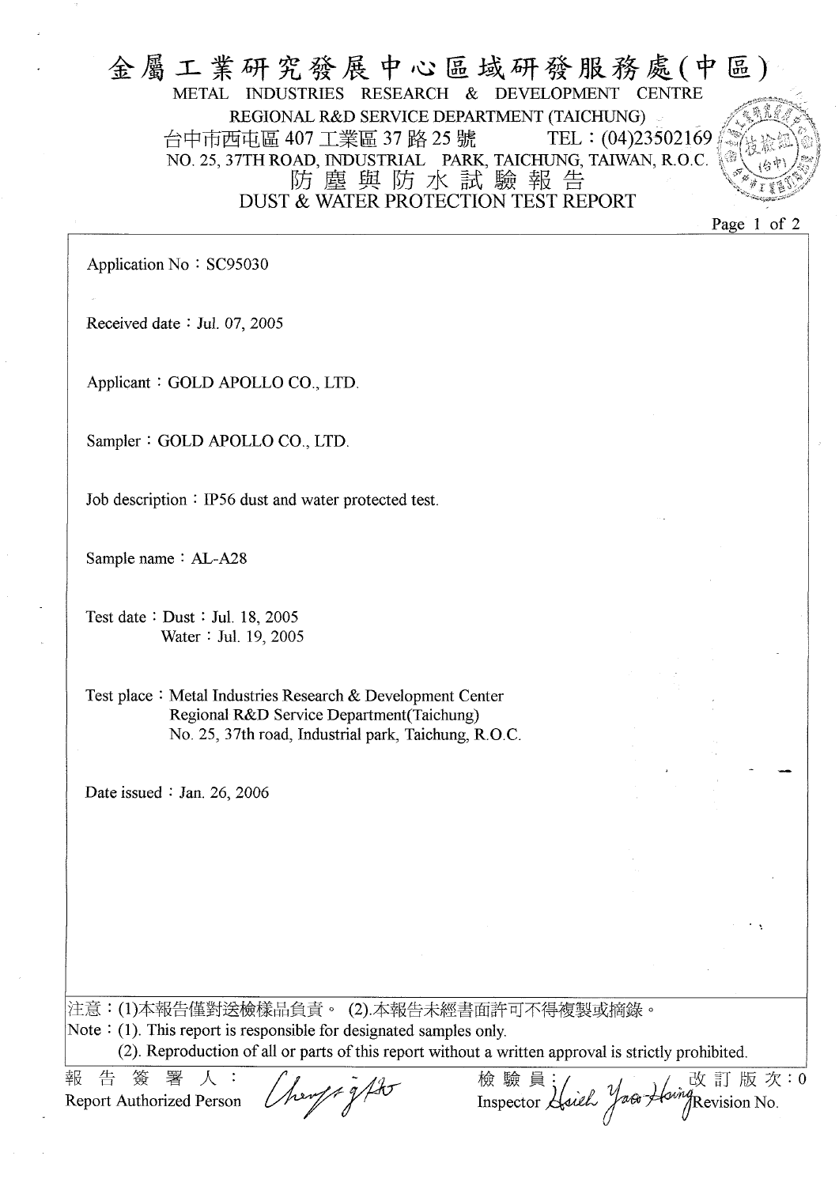# 金屬工業研究發展中心區域研發服務處(中區)

METAL INDUSTRIES RESEARCH & DEVELOPMENT CENTRE
REGIONAL R&D SERVICE DEPARTMENT (TAICHUNG)
台中市西屯區 407 工業區 37 路 25 號　　TEL：(04)23502169
NO. 25, 37TH ROAD, INDUSTRIAL PARK, TAICHUNG, TAIWAN, R.O.C.

## 防塵與防水試驗報告
## DUST & WATER PROTECTION TEST REPORT

Application No：SC95030

Received date：Jul. 07, 2005

Applicant：GOLD APOLLO CO., LTD.

Sampler：GOLD APOLLO CO., LTD.

Job description：IP56 dust and water protected test.

Sample name：AL-A28

Test date：Dust：Jul. 18, 2005
　　　　　Water：Jul. 19, 2005

Test place：Metal Industries Research & Development Center
　　　　　Regional R&D Service Department(Taichung)
　　　　　No. 25, 37th road, Industrial park, Taichung, R.O.C.

Date issued：Jan. 26, 2006

注意：(1)本報告僅對送檢樣品負責。 (2).本報告未經書面許可不得複製或摘錄。
Note：(1). This report is responsible for designated samples only.
　　　(2). Reproduction of all or parts of this report without a written approval is strictly prohibited.

報告簽署人：
Report Authorized Person

檢驗員：
Inspector

改訂版次：0
Revision No.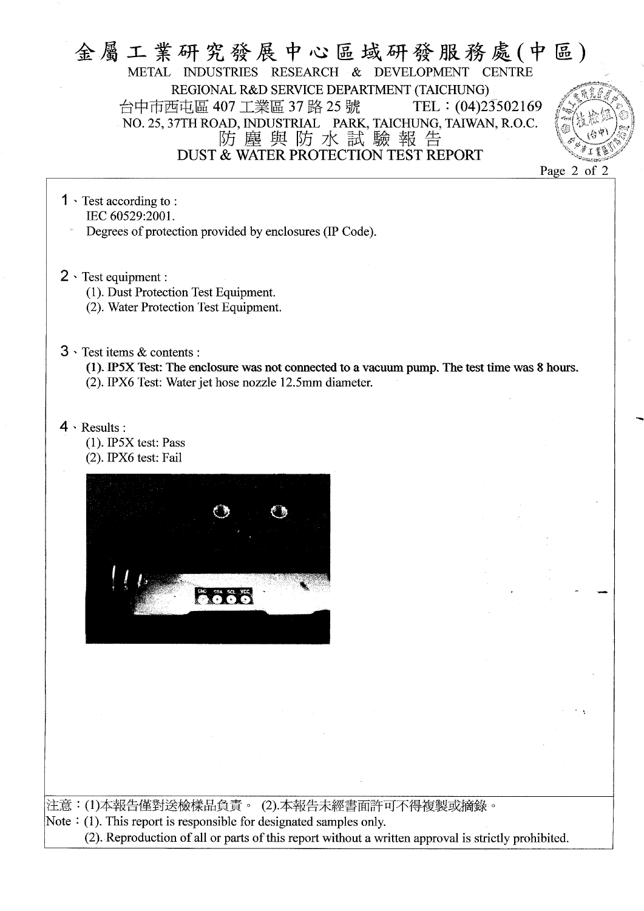# 金屬工業研究發展中心區域研發服務處(中區)

METAL INDUSTRIES RESEARCH & DEVELOPMENT CENTRE

REGIONAL R&D SERVICE DEPARTMENT (TAICHUNG)

台中市西屯區 407 工業區 37 路 25 號　　TEL：(04)23502169

NO. 25, 37TH ROAD, INDUSTRIAL PARK, TAICHUNG, TAIWAN, R.O.C.

## 防塵與防水試驗報告

## DUST & WATER PROTECTION TEST REPORT

1、Test according to :

IEC 60529:2001.

Degrees of protection provided by enclosures (IP Code).

2、Test equipment :

(1). Dust Protection Test Equipment.

(2). Water Protection Test Equipment.

3、Test items & contents :

**(1). IP5X Test: The enclosure was not connected to a vacuum pump. The test time was 8 hours.**

(2). IPX6 Test: Water jet hose nozzle 12.5mm diameter.

4、Results :

(1). IP5X test: Pass

(2). IPX6 test: Fail

注意：(1)本報告僅對送檢樣品負責。 (2).本報告未經書面許可不得複製或摘錄。

Note：(1). This report is responsible for designated samples only.

(2). Reproduction of all or parts of this report without a written approval is strictly prohibited.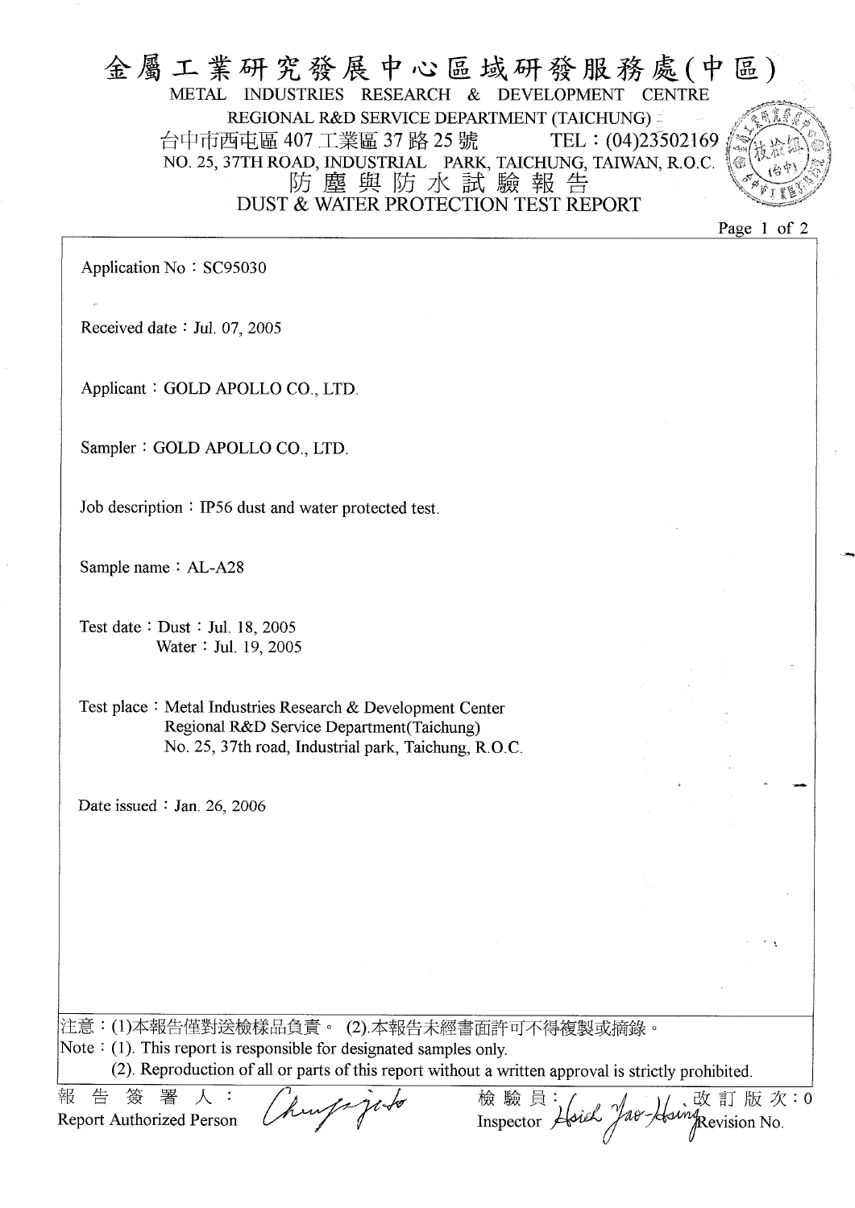# 金屬工業研究發展中心區域研發服務處(中區)

METAL INDUSTRIES RESEARCH & DEVELOPMENT CENTRE

REGIONAL R&D SERVICE DEPARTMENT (TAICHUNG)

台中市西屯區 407 工業區 37 路 25 號 TEL：(04)23502169

NO. 25, 37TH ROAD, INDUSTRIAL PARK, TAICHUNG, TAIWAN, R.O.C.

## 防塵與防水試驗報告

## DUST & WATER PROTECTION TEST REPORT

Application No：SC95030

Received date：Jul. 07, 2005

Applicant：GOLD APOLLO CO., LTD.

Sampler：GOLD APOLLO CO., LTD.

Job description：IP56 dust and water protected test.

Sample name：AL-A28

Test date：Dust：Jul. 18, 2005
Water：Jul. 19, 2005

Test place：Metal Industries Research & Development Center
Regional R&D Service Department(Taichung)
No. 25, 37th road, Industrial park, Taichung, R.O.C.

Date issued：Jan. 26, 2006

注意：(1)本報告僅對送檢樣品負責。 (2).本報告未經書面許可不得複製或摘錄。

Note：(1). This report is responsible for designated samples only.
(2). Reproduction of all or parts of this report without a written approval is strictly prohibited.

報告簽署人：Report Authorized Person

檢驗員：Inspector Hsieh Yao-Hsing

改訂版次：0 Revision No.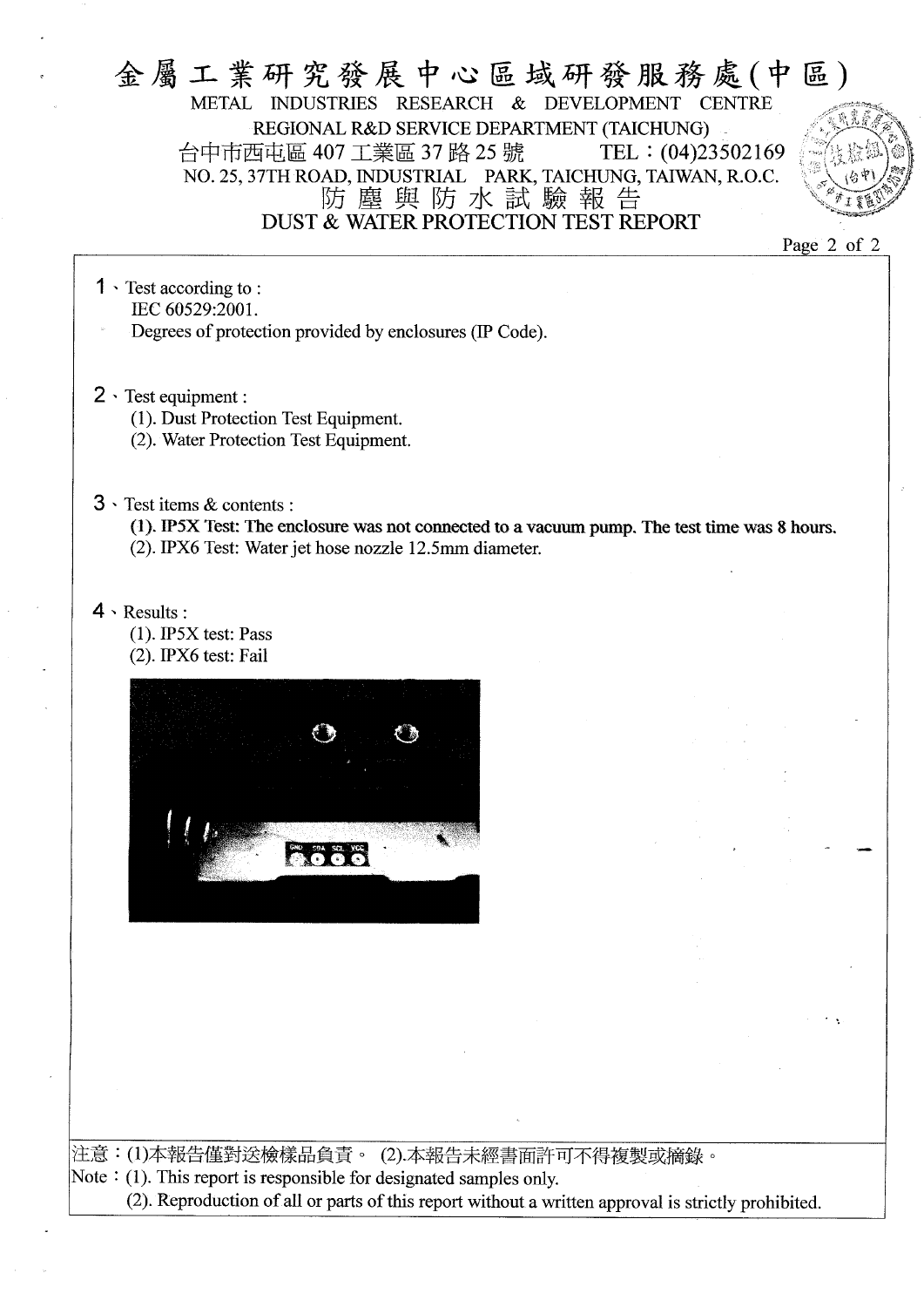# 金屬工業研究發展中心區域研發服務處(中區)

METAL INDUSTRIES RESEARCH & DEVELOPMENT CENTRE
REGIONAL R&D SERVICE DEPARTMENT (TAICHUNG)
台中市西屯區 407 工業區 37 路 25 號 TEL：(04)23502169
NO. 25, 37TH ROAD, INDUSTRIAL PARK, TAICHUNG, TAIWAN, R.O.C.

## 防塵與防水試驗報告
## DUST & WATER PROTECTION TEST REPORT

1、Test according to :
IEC 60529:2001.
Degrees of protection provided by enclosures (IP Code).

2、Test equipment :
(1). Dust Protection Test Equipment.
(2). Water Protection Test Equipment.

3、Test items & contents :
**(1). IP5X Test: The enclosure was not connected to a vacuum pump. The test time was 8 hours.**
(2). IPX6 Test: Water jet hose nozzle 12.5mm diameter.

4、Results :
(1). IP5X test: Pass
(2). IPX6 test: Fail

注意：(1)本報告僅對送檢樣品負責。 (2).本報告未經書面許可不得複製或摘錄。
Note：(1). This report is responsible for designated samples only.
(2). Reproduction of all or parts of this report without a written approval is strictly prohibited.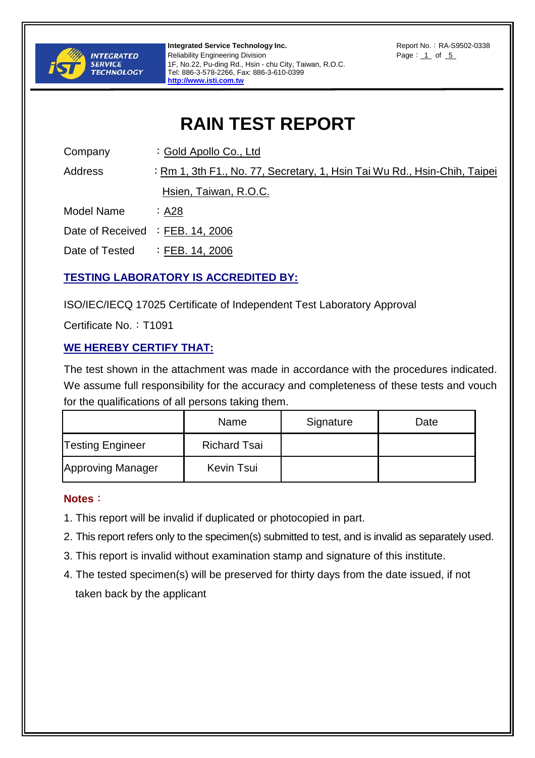Integrated Service Technology Inc.
Reliability Engineering Division
1F, No.22, Pu-ding Rd., Hsin - chu City, Taiwan, R.O.C.
Tel: 886-3-578-2266, Fax: 886-3-610-0399
http://www.isti.com.tw

Report No.：RA-S9502-0338

# RAIN TEST REPORT

Company ：Gold Apollo Co., Ltd

Address ：Rm 1, 3th F1., No. 77, Secretary, 1, Hsin Tai Wu Rd., Hsin-Chih, Taipei Hsien, Taiwan, R.O.C.

Model Name ：A28

Date of Received ：FEB. 14, 2006

Date of Tested ：FEB. 14, 2006

## TESTING LABORATORY IS ACCREDITED BY:

ISO/IEC/IECQ 17025 Certificate of Independent Test Laboratory Approval

Certificate No.：T1091

## WE HEREBY CERTIFY THAT:

The test shown in the attachment was made in accordance with the procedures indicated. We assume full responsibility for the accuracy and completeness of these tests and vouch for the qualifications of all persons taking them.

| | Name | Signature | Date |
|---|---|---|---|
| Testing Engineer | Richard Tsai | | |
| Approving Manager | Kevin Tsui | | |

**Notes：**

1. This report will be invalid if duplicated or photocopied in part.
2. This report refers only to the specimen(s) submitted to test, and is invalid as separately used.
3. This report is invalid without examination stamp and signature of this institute.
4. The tested specimen(s) will be preserved for thirty days from the date issued, if not taken back by the applicant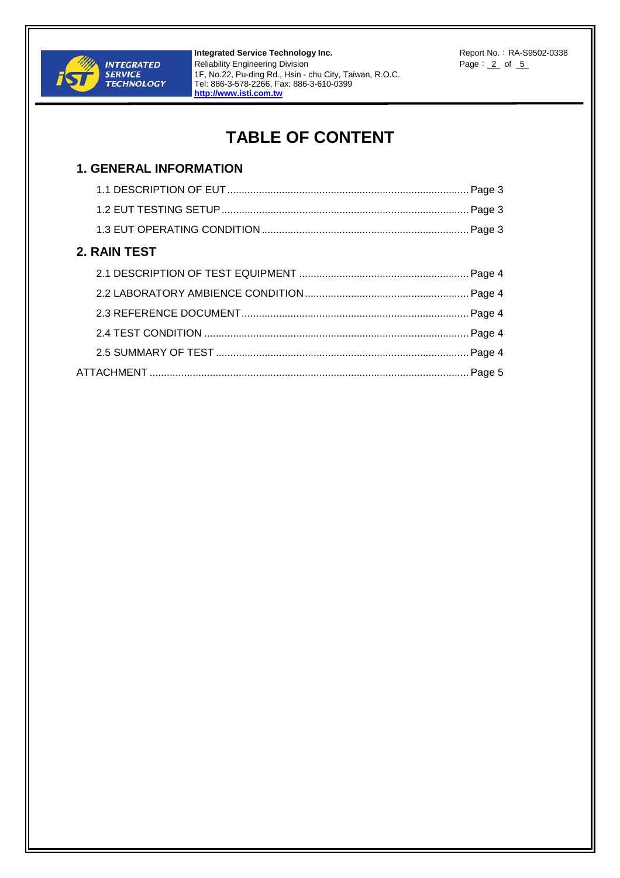# TABLE OF CONTENT

## 1. GENERAL INFORMATION

1.1 DESCRIPTION OF EUT ........................................................................ Page 3

1.2 EUT TESTING SETUP ........................................................................ Page 3

1.3 EUT OPERATING CONDITION ........................................................................ Page 3

## 2. RAIN TEST

2.1 DESCRIPTION OF TEST EQUIPMENT ........................................................................ Page 4

2.2 LABORATORY AMBIENCE CONDITION ........................................................................ Page 4

2.3 REFERENCE DOCUMENT ........................................................................ Page 4

2.4 TEST CONDITION ........................................................................ Page 4

2.5 SUMMARY OF TEST ........................................................................ Page 4

ATTACHMENT ........................................................................ Page 5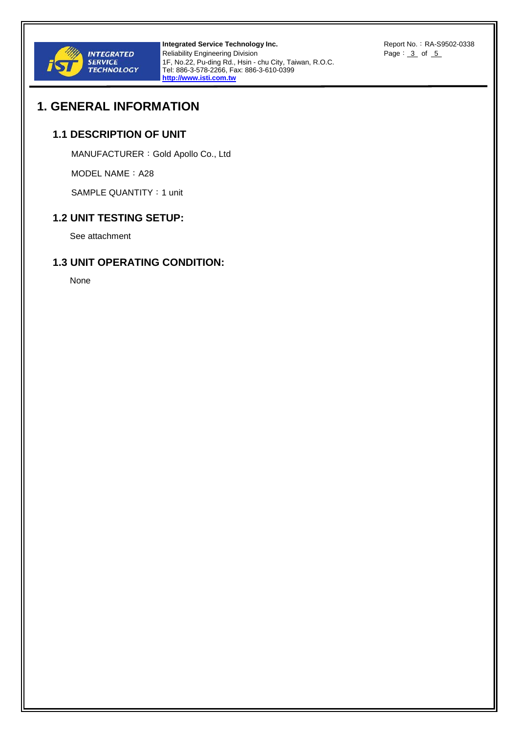# 1. GENERAL INFORMATION

## 1.1 DESCRIPTION OF UNIT

MANUFACTURER：Gold Apollo Co., Ltd

MODEL NAME：A28

SAMPLE QUANTITY：1 unit

## 1.2 UNIT TESTING SETUP:

See attachment

## 1.3 UNIT OPERATING CONDITION:

None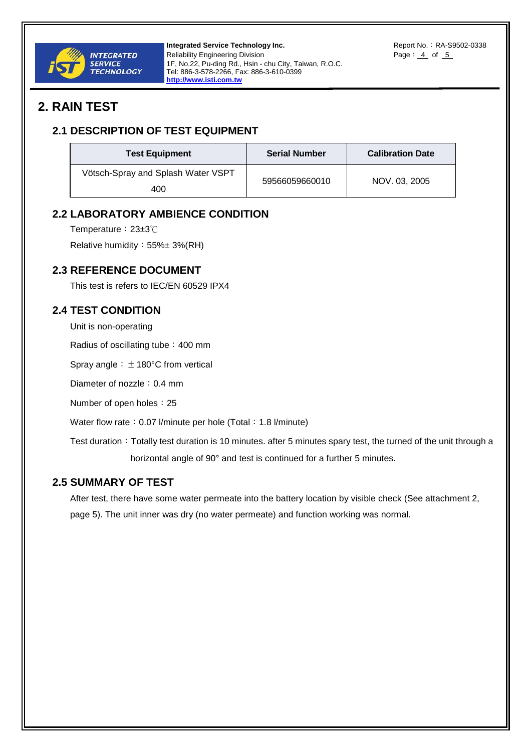## 2. RAIN TEST

### 2.1 DESCRIPTION OF TEST EQUIPMENT

| Test Equipment | Serial Number | Calibration Date |
|---|---|---|
| Vötsch-Spray and Splash Water VSPT 400 | 59566059660010 | NOV. 03, 2005 |

### 2.2 LABORATORY AMBIENCE CONDITION

Temperature：23±3℃

Relative humidity：55%± 3%(RH)

### 2.3 REFERENCE DOCUMENT

This test is refers to IEC/EN 60529 IPX4

### 2.4 TEST CONDITION

Unit is non-operating

Radius of oscillating tube：400 mm

Spray angle：±180°C from vertical

Diameter of nozzle：0.4 mm

Number of open holes：25

Water flow rate：0.07 l/minute per hole (Total：1.8 l/minute)

Test duration：Totally test duration is 10 minutes. after 5 minutes spary test, the turned of the unit through a horizontal angle of 90° and test is continued for a further 5 minutes.

### 2.5 SUMMARY OF TEST

After test, there have some water permeate into the battery location by visible check (See attachment 2, page 5). The unit inner was dry (no water permeate) and function working was normal.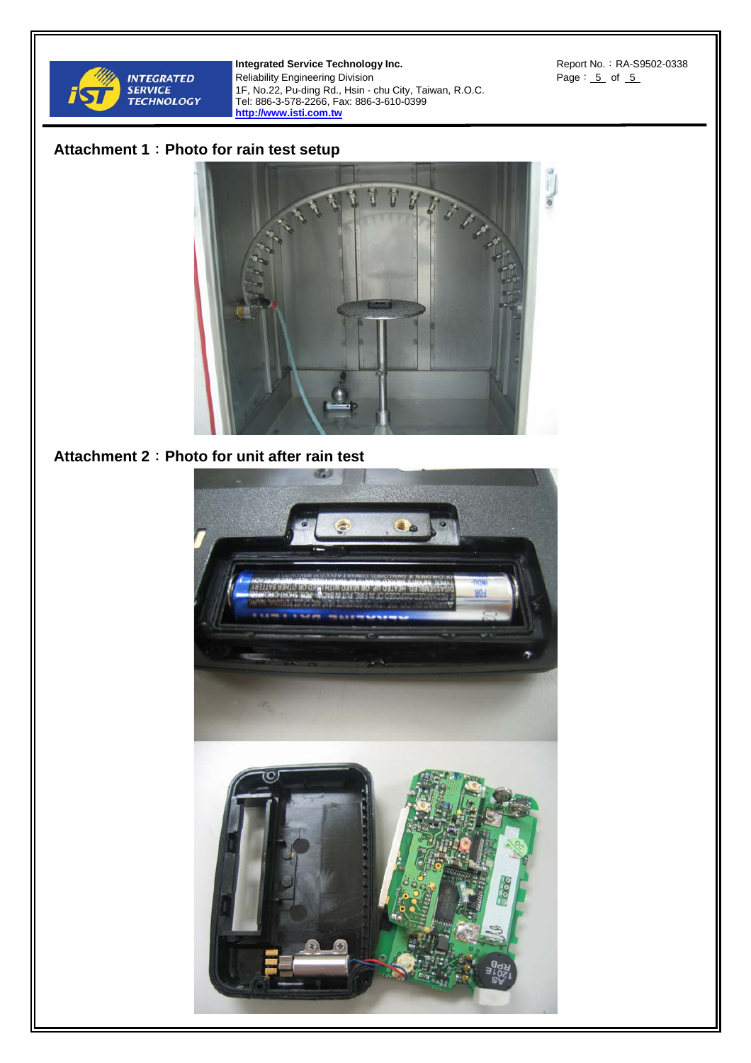**Attachment 1：Photo for rain test setup**

**Attachment 2：Photo for unit after rain test**